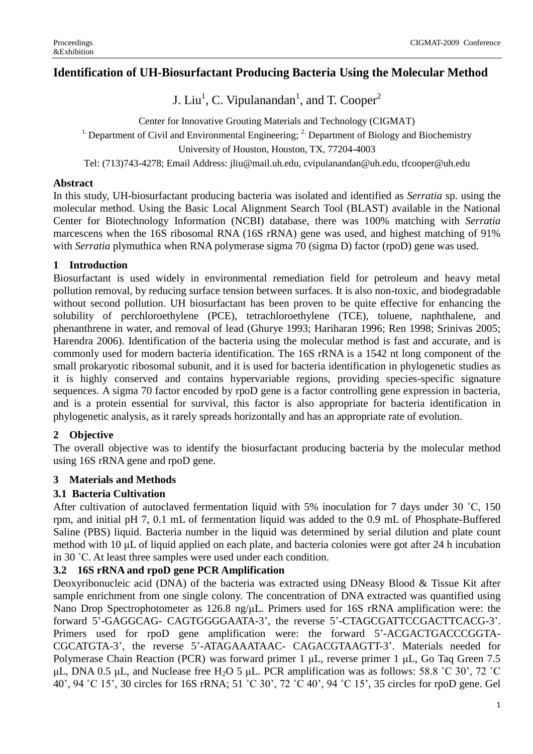# Identification of UH-Biosurfactant Producing Bacteria Using the Molecular Method

J. Liu[1], C. Vipulanandan[1], and T. Cooper[2]

Center for Innovative Grouting Materials and Technology (CIGMAT)

[1.] Department of Civil and Environmental Engineering; [2.] Department of Biology and Biochemistry

University of Houston, Houston, TX, 77204-4003

Tel: (713)743-4278; Email Address: jliu@mail.uh.edu, cvipulanandan@uh.edu, tfcooper@uh.edu

### Abstract

In this study, UH-biosurfactant producing bacteria was isolated and identified as *Serratia* sp. using the molecular method. Using the Basic Local Alignment Search Tool (BLAST) available in the National Center for Biotechnology Information (NCBI) database, there was 100% matching with *Serratia* marcescens when the 16S ribosomal RNA (16S rRNA) gene was used, and highest matching of 91% with *Serratia* plymuthica when RNA polymerase sigma 70 (sigma D) factor (rpoD) gene was used.

## 1 Introduction

Biosurfactant is used widely in environmental remediation field for petroleum and heavy metal pollution removal, by reducing surface tension between surfaces. It is also non-toxic, and biodegradable without second pollution. UH biosurfactant has been proven to be quite effective for enhancing the solubility of perchloroethylene (PCE), tetrachloroethylene (TCE), toluene, naphthalene, and phenanthrene in water, and removal of lead (Ghurye 1993; Hariharan 1996; Ren 1998; Srinivas 2005; Harendra 2006). Identification of the bacteria using the molecular method is fast and accurate, and is commonly used for modern bacteria identification. The 16S rRNA is a 1542 nt long component of the small prokaryotic ribosomal subunit, and it is used for bacteria identification in phylogenetic studies as it is highly conserved and contains hypervariable regions, providing species-specific signature sequences. A sigma 70 factor encoded by rpoD gene is a factor controlling gene expression in bacteria, and is a protein essential for survival, this factor is also appropriate for bacteria identification in phylogenetic analysis, as it rarely spreads horizontally and has an appropriate rate of evolution.

## 2 Objective

The overall objective was to identify the biosurfactant producing bacteria by the molecular method using 16S rRNA gene and rpoD gene.

## 3 Materials and Methods

### 3.1 Bacteria Cultivation

After cultivation of autoclaved fermentation liquid with 5% inoculation for 7 days under 30 ˚C, 150 rpm, and initial pH 7, 0.1 mL of fermentation liquid was added to the 0.9 mL of Phosphate-Buffered Saline (PBS) liquid. Bacteria number in the liquid was determined by serial dilution and plate count method with 10 μL of liquid applied on each plate, and bacteria colonies were got after 24 h incubation in 30 ˚C. At least three samples were used under each condition.

### 3.2 16S rRNA and rpoD gene PCR Amplification

Deoxyribonucleic acid (DNA) of the bacteria was extracted using DNeasy Blood & Tissue Kit after sample enrichment from one single colony. The concentration of DNA extracted was quantified using Nano Drop Spectrophotometer as 126.8 ng/μL. Primers used for 16S rRNA amplification were: the forward 5'-GAGGCAG- CAGTGGGGAATA-3', the reverse 5'-CTAGCGATTCCGACTTCACG-3'. Primers used for rpoD gene amplification were: the forward 5'-ACGACTGACCCGGTA-CGCATGTA-3', the reverse 5'-ATAGAAATAAC- CAGACGTAAGTT-3'. Materials needed for Polymerase Chain Reaction (PCR) was forward primer 1 μL, reverse primer 1 μL, Go Taq Green 7.5 μL, DNA 0.5 μL, and Nuclease free $H_2O$ 5 μL. PCR amplification was as follows: 58.8 ˚C 30', 72 ˚C 40', 94 ˚C 15', 30 circles for 16S rRNA; 51 ˚C 30', 72 ˚C 40', 94 ˚C 15', 35 circles for rpoD gene. Gel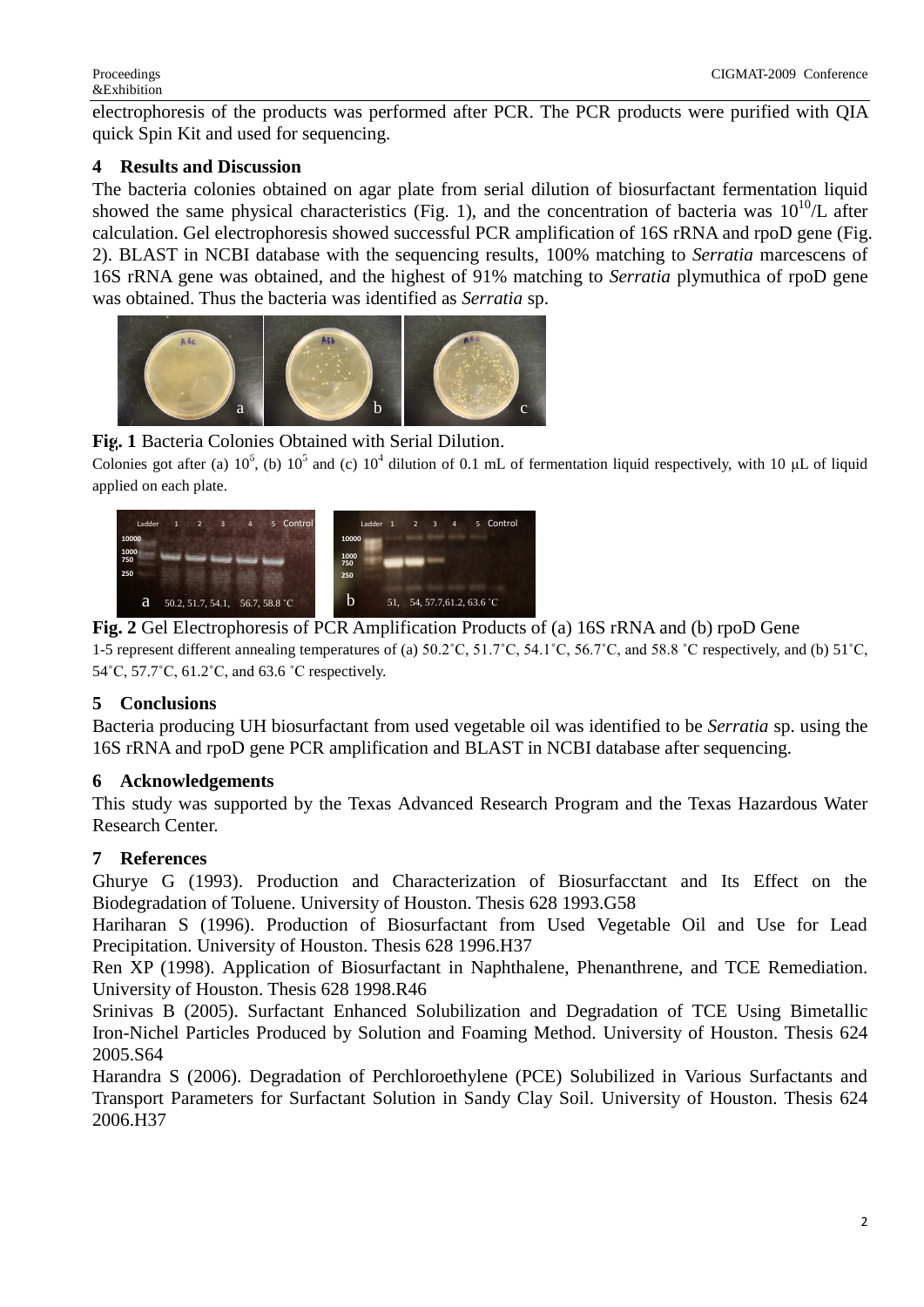electrophoresis of the products was performed after PCR. The PCR products were purified with QIA quick Spin Kit and used for sequencing.

## 4 Results and Discussion

The bacteria colonies obtained on agar plate from serial dilution of biosurfactant fermentation liquid showed the same physical characteristics (Fig. 1), and the concentration of bacteria was $10^{10}$/L after calculation. Gel electrophoresis showed successful PCR amplification of 16S rRNA and rpoD gene (Fig. 2). BLAST in NCBI database with the sequencing results, 100% matching to *Serratia* marcescens of 16S rRNA gene was obtained, and the highest of 91% matching to *Serratia* plymuthica of rpoD gene was obtained. Thus the bacteria was identified as *Serratia* sp.

a b c

**Fig. 1** Bacteria Colonies Obtained with Serial Dilution.

Colonies got after (a) $10^6$, (b) $10^5$ and (c) $10^4$ dilution of 0.1 mL of fermentation liquid respectively, with 10 μL of liquid applied on each plate.

Ladder 1 2 3 4 5 Control
10000
1000
750
250
a 50.2, 51.7, 54.1, 56.7, 58.8 ˚C

Ladder 1 2 3 4 5 Control
10000
1000
750
250
b 51, 54, 57.7,61.2, 63.6 ˚C

**Fig. 2** Gel Electrophoresis of PCR Amplification Products of (a) 16S rRNA and (b) rpoD Gene

1-5 represent different annealing temperatures of (a) 50.2˚C, 51.7˚C, 54.1˚C, 56.7˚C, and 58.8 ˚C respectively, and (b) 51˚C, 54˚C, 57.7˚C, 61.2˚C, and 63.6 ˚C respectively.

## 5 Conclusions

Bacteria producing UH biosurfactant from used vegetable oil was identified to be *Serratia* sp. using the 16S rRNA and rpoD gene PCR amplification and BLAST in NCBI database after sequencing.

## 6 Acknowledgements

This study was supported by the Texas Advanced Research Program and the Texas Hazardous Water Research Center.

## 7 References

Ghurye G (1993). Production and Characterization of Biosurfacctant and Its Effect on the Biodegradation of Toluene. University of Houston. Thesis 628 1993.G58

Hariharan S (1996). Production of Biosurfactant from Used Vegetable Oil and Use for Lead Precipitation. University of Houston. Thesis 628 1996.H37

Ren XP (1998). Application of Biosurfactant in Naphthalene, Phenanthrene, and TCE Remediation. University of Houston. Thesis 628 1998.R46

Srinivas B (2005). Surfactant Enhanced Solubilization and Degradation of TCE Using Bimetallic Iron-Nichel Particles Produced by Solution and Foaming Method. University of Houston. Thesis 624 2005.S64

Harandra S (2006). Degradation of Perchloroethylene (PCE) Solubilized in Various Surfactants and Transport Parameters for Surfactant Solution in Sandy Clay Soil. University of Houston. Thesis 624 2006.H37